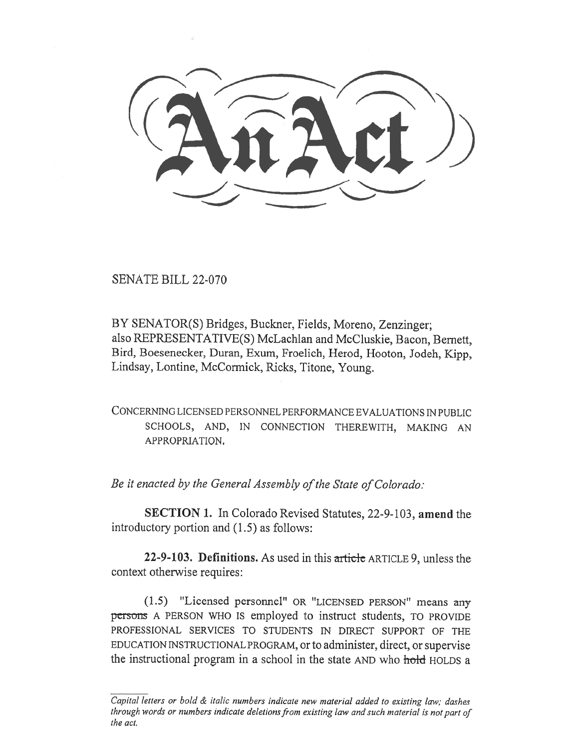# An Act

SENATE BILL 22-070

BY SENATOR(S) Bridges, Buckner, Fields, Moreno, Zenzinger;
also REPRESENTATIVE(S) McLachlan and McCluskie, Bacon, Bernett, Bird, Boesenecker, Duran, Exum, Froelich, Herod, Hooton, Jodeh, Kipp, Lindsay, Lontine, McCormick, Ricks, Titone, Young.

CONCERNING LICENSED PERSONNEL PERFORMANCE EVALUATIONS IN PUBLIC SCHOOLS, AND, IN CONNECTION THEREWITH, MAKING AN APPROPRIATION.

*Be it enacted by the General Assembly of the State of Colorado:*

**SECTION 1.** In Colorado Revised Statutes, 22-9-103, **amend** the introductory portion and (1.5) as follows:

**22-9-103. Definitions.** As used in this ~~article~~ ARTICLE 9, unless the context otherwise requires:

(1.5) "Licensed personnel" OR "LICENSED PERSON" means ~~any persons~~ A PERSON WHO IS employed to instruct students, TO PROVIDE PROFESSIONAL SERVICES TO STUDENTS IN DIRECT SUPPORT OF THE EDUCATION INSTRUCTIONAL PROGRAM, or to administer, direct, or supervise the instructional program in a school in the state AND who ~~hold~~ HOLDS a

*Capital letters or bold & italic numbers indicate new material added to existing law; dashes through words or numbers indicate deletions from existing law and such material is not part of the act.*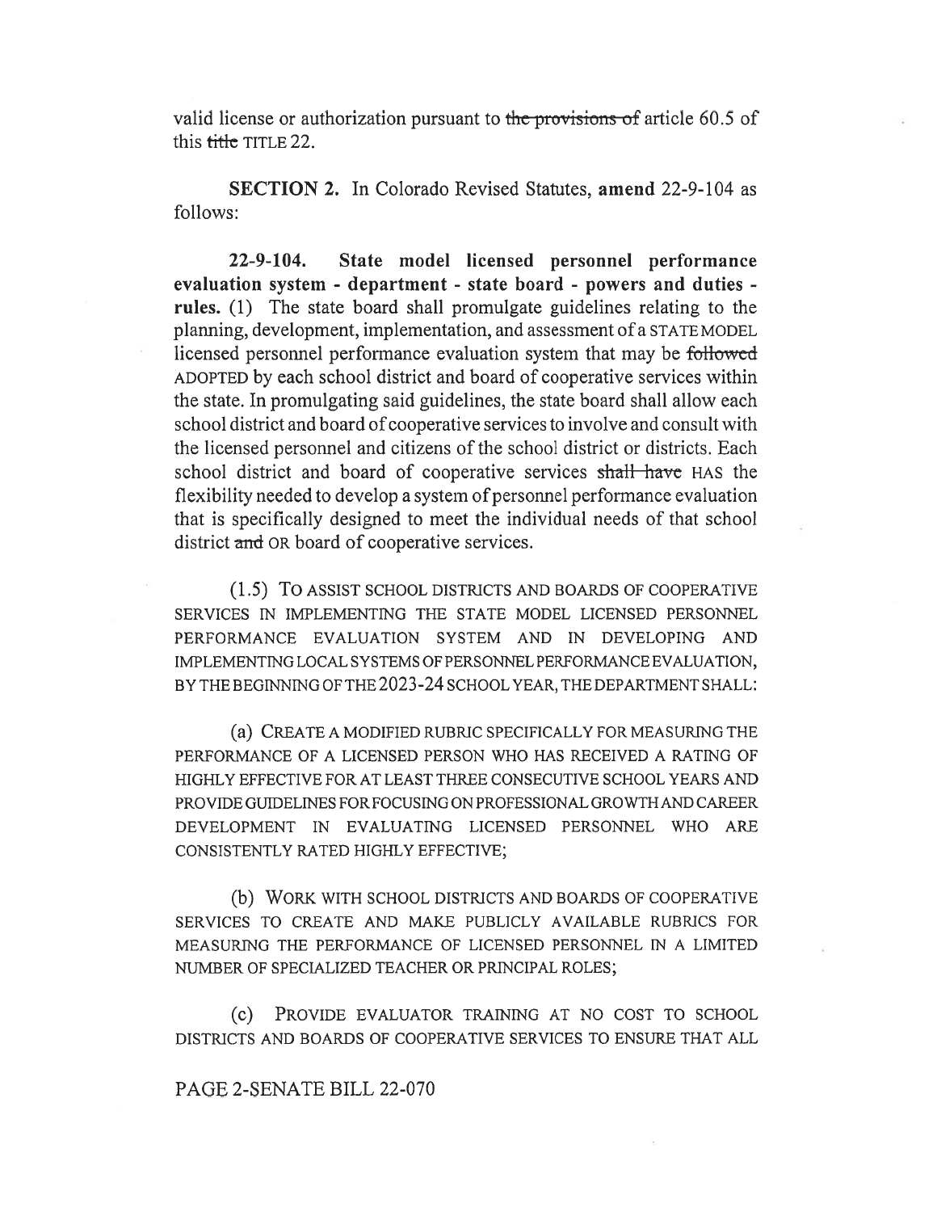valid license or authorization pursuant to ~~the provisions of~~ article 60.5 of this ~~title~~ TITLE 22.

**SECTION 2.** In Colorado Revised Statutes, **amend** 22-9-104 as follows:

**22-9-104. State model licensed personnel performance evaluation system - department - state board - powers and duties - rules.** (1) The state board shall promulgate guidelines relating to the planning, development, implementation, and assessment of a STATE MODEL licensed personnel performance evaluation system that may be ~~followed~~ ADOPTED by each school district and board of cooperative services within the state. In promulgating said guidelines, the state board shall allow each school district and board of cooperative services to involve and consult with the licensed personnel and citizens of the school district or districts. Each school district and board of cooperative services ~~shall have~~ HAS the flexibility needed to develop a system of personnel performance evaluation that is specifically designed to meet the individual needs of that school district ~~and~~ OR board of cooperative services.

(1.5) TO ASSIST SCHOOL DISTRICTS AND BOARDS OF COOPERATIVE SERVICES IN IMPLEMENTING THE STATE MODEL LICENSED PERSONNEL PERFORMANCE EVALUATION SYSTEM AND IN DEVELOPING AND IMPLEMENTING LOCAL SYSTEMS OF PERSONNEL PERFORMANCE EVALUATION, BY THE BEGINNING OF THE 2023-24 SCHOOL YEAR, THE DEPARTMENT SHALL:

(a) CREATE A MODIFIED RUBRIC SPECIFICALLY FOR MEASURING THE PERFORMANCE OF A LICENSED PERSON WHO HAS RECEIVED A RATING OF HIGHLY EFFECTIVE FOR AT LEAST THREE CONSECUTIVE SCHOOL YEARS AND PROVIDE GUIDELINES FOR FOCUSING ON PROFESSIONAL GROWTH AND CAREER DEVELOPMENT IN EVALUATING LICENSED PERSONNEL WHO ARE CONSISTENTLY RATED HIGHLY EFFECTIVE;

(b) WORK WITH SCHOOL DISTRICTS AND BOARDS OF COOPERATIVE SERVICES TO CREATE AND MAKE PUBLICLY AVAILABLE RUBRICS FOR MEASURING THE PERFORMANCE OF LICENSED PERSONNEL IN A LIMITED NUMBER OF SPECIALIZED TEACHER OR PRINCIPAL ROLES;

(c) PROVIDE EVALUATOR TRAINING AT NO COST TO SCHOOL DISTRICTS AND BOARDS OF COOPERATIVE SERVICES TO ENSURE THAT ALL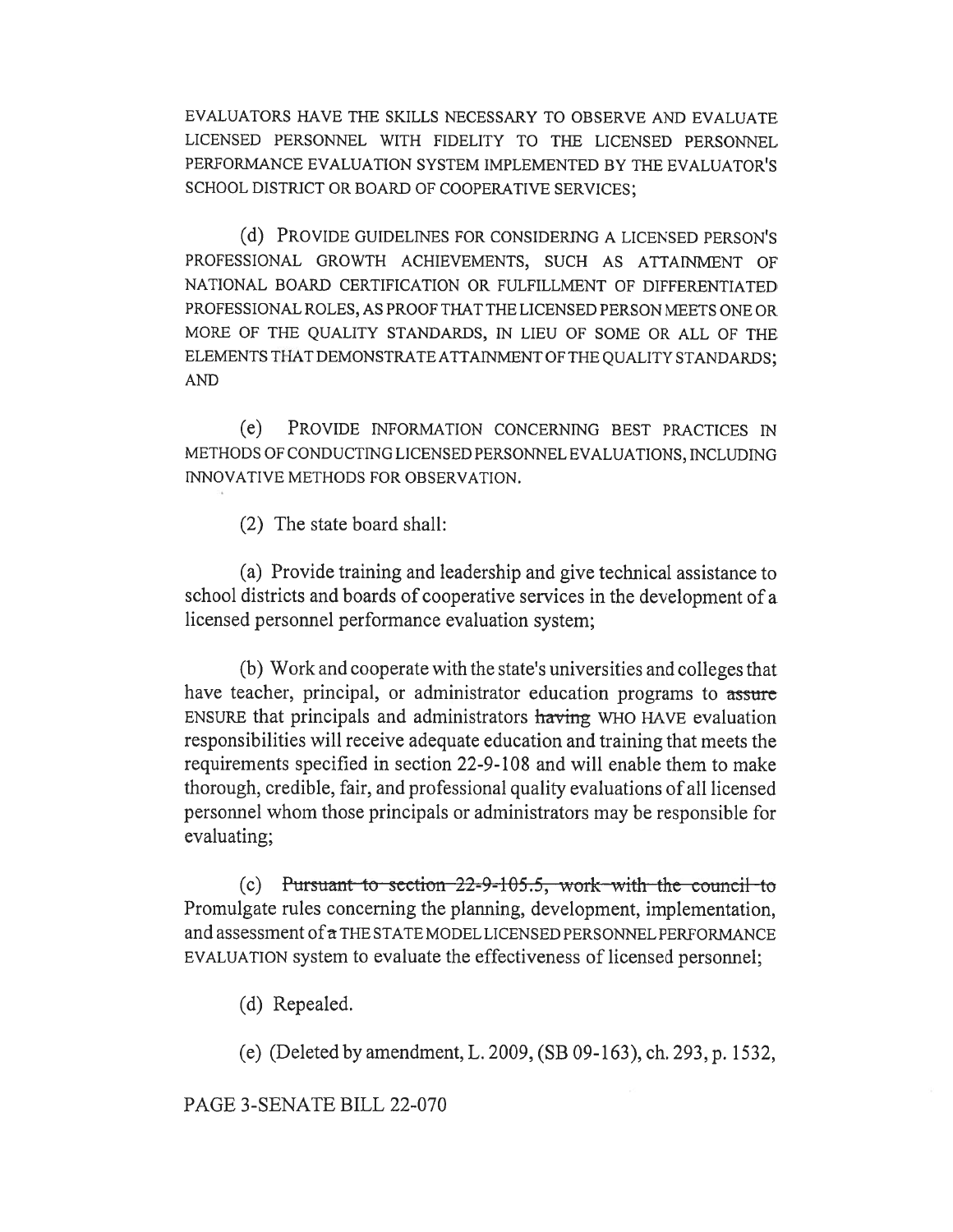EVALUATORS HAVE THE SKILLS NECESSARY TO OBSERVE AND EVALUATE LICENSED PERSONNEL WITH FIDELITY TO THE LICENSED PERSONNEL PERFORMANCE EVALUATION SYSTEM IMPLEMENTED BY THE EVALUATOR'S SCHOOL DISTRICT OR BOARD OF COOPERATIVE SERVICES;

(d) PROVIDE GUIDELINES FOR CONSIDERING A LICENSED PERSON'S PROFESSIONAL GROWTH ACHIEVEMENTS, SUCH AS ATTAINMENT OF NATIONAL BOARD CERTIFICATION OR FULFILLMENT OF DIFFERENTIATED PROFESSIONAL ROLES, AS PROOF THAT THE LICENSED PERSON MEETS ONE OR MORE OF THE QUALITY STANDARDS, IN LIEU OF SOME OR ALL OF THE ELEMENTS THAT DEMONSTRATE ATTAINMENT OF THE QUALITY STANDARDS; AND

(e) PROVIDE INFORMATION CONCERNING BEST PRACTICES IN METHODS OF CONDUCTING LICENSED PERSONNEL EVALUATIONS, INCLUDING INNOVATIVE METHODS FOR OBSERVATION.

(2) The state board shall:

(a) Provide training and leadership and give technical assistance to school districts and boards of cooperative services in the development of a licensed personnel performance evaluation system;

(b) Work and cooperate with the state's universities and colleges that have teacher, principal, or administrator education programs to ~~assure~~ ENSURE that principals and administrators ~~having~~ WHO HAVE evaluation responsibilities will receive adequate education and training that meets the requirements specified in section 22-9-108 and will enable them to make thorough, credible, fair, and professional quality evaluations of all licensed personnel whom those principals or administrators may be responsible for evaluating;

(c) ~~Pursuant to section 22-9-105.5, work with the council to~~ Promulgate rules concerning the planning, development, implementation, and assessment of ~~a~~ THE STATE MODEL LICENSED PERSONNEL PERFORMANCE EVALUATION system to evaluate the effectiveness of licensed personnel;

(d) Repealed.

(e) (Deleted by amendment, L. 2009, (SB 09-163), ch. 293, p. 1532,

PAGE 3-SENATE BILL 22-070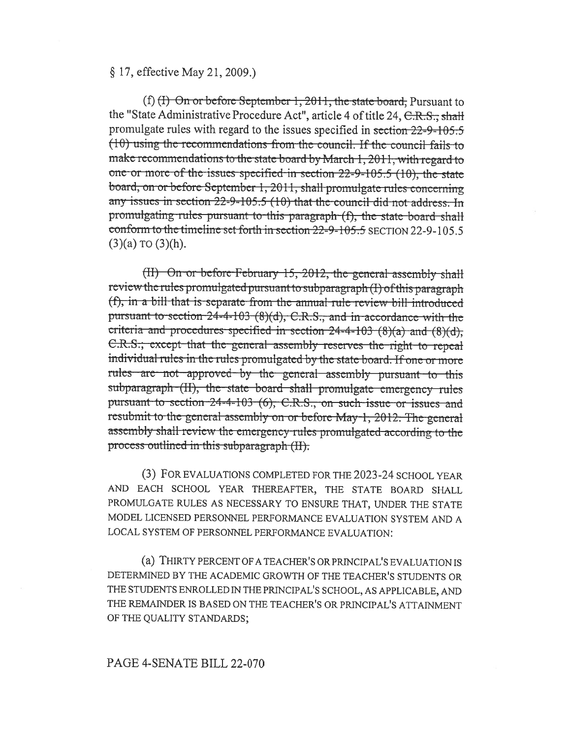§ 17, effective May 21, 2009.)

(f) ~~(I) On or before September 1, 2011, the state board,~~ Pursuant to the "State Administrative Procedure Act", article 4 of title 24, ~~C.R.S., shall~~ promulgate rules with regard to the issues specified in ~~section 22-9-105.5 (10) using the recommendations from the council. If the council fails to make recommendations to the state board by March 1, 2011, with regard to one or more of the issues specified in section 22-9-105.5 (10), the state board, on or before September 1, 2011, shall promulgate rules concerning any issues in section 22-9-105.5 (10) that the council did not address. In promulgating rules pursuant to this paragraph (f), the state board shall conform to the timeline set forth in section 22-9-105.5~~ SECTION 22-9-105.5 (3)(a) TO (3)(h).

~~(II) On or before February 15, 2012, the general assembly shall review the rules promulgated pursuant to subparagraph (I) of this paragraph (f), in a bill that is separate from the annual rule review bill introduced pursuant to section 24-4-103 (8)(d), C.R.S., and in accordance with the criteria and procedures specified in section 24-4-103 (8)(a) and (8)(d), C.R.S.; except that the general assembly reserves the right to repeal individual rules in the rules promulgated by the state board. If one or more rules are not approved by the general assembly pursuant to this subparagraph (II), the state board shall promulgate emergency rules pursuant to section 24-4-103 (6), C.R.S., on such issue or issues and resubmit to the general assembly on or before May 1, 2012. The general assembly shall review the emergency rules promulgated according to the process outlined in this subparagraph (II).~~

(3) FOR EVALUATIONS COMPLETED FOR THE 2023-24 SCHOOL YEAR AND EACH SCHOOL YEAR THEREAFTER, THE STATE BOARD SHALL PROMULGATE RULES AS NECESSARY TO ENSURE THAT, UNDER THE STATE MODEL LICENSED PERSONNEL PERFORMANCE EVALUATION SYSTEM AND A LOCAL SYSTEM OF PERSONNEL PERFORMANCE EVALUATION:

(a) THIRTY PERCENT OF A TEACHER'S OR PRINCIPAL'S EVALUATION IS DETERMINED BY THE ACADEMIC GROWTH OF THE TEACHER'S STUDENTS OR THE STUDENTS ENROLLED IN THE PRINCIPAL'S SCHOOL, AS APPLICABLE, AND THE REMAINDER IS BASED ON THE TEACHER'S OR PRINCIPAL'S ATTAINMENT OF THE QUALITY STANDARDS;

PAGE 4-SENATE BILL 22-070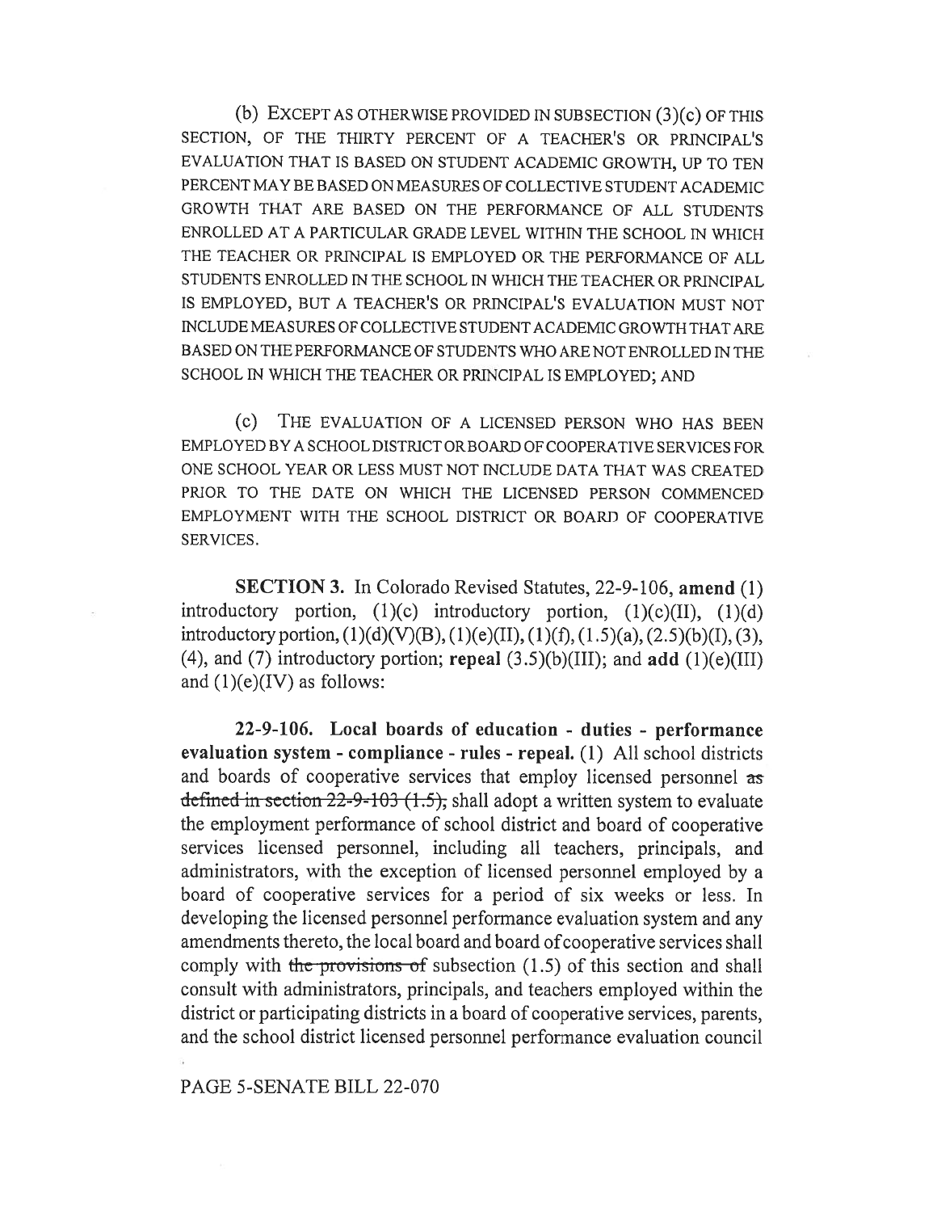(b) EXCEPT AS OTHERWISE PROVIDED IN SUBSECTION (3)(c) OF THIS SECTION, OF THE THIRTY PERCENT OF A TEACHER'S OR PRINCIPAL'S EVALUATION THAT IS BASED ON STUDENT ACADEMIC GROWTH, UP TO TEN PERCENT MAY BE BASED ON MEASURES OF COLLECTIVE STUDENT ACADEMIC GROWTH THAT ARE BASED ON THE PERFORMANCE OF ALL STUDENTS ENROLLED AT A PARTICULAR GRADE LEVEL WITHIN THE SCHOOL IN WHICH THE TEACHER OR PRINCIPAL IS EMPLOYED OR THE PERFORMANCE OF ALL STUDENTS ENROLLED IN THE SCHOOL IN WHICH THE TEACHER OR PRINCIPAL IS EMPLOYED, BUT A TEACHER'S OR PRINCIPAL'S EVALUATION MUST NOT INCLUDE MEASURES OF COLLECTIVE STUDENT ACADEMIC GROWTH THAT ARE BASED ON THE PERFORMANCE OF STUDENTS WHO ARE NOT ENROLLED IN THE SCHOOL IN WHICH THE TEACHER OR PRINCIPAL IS EMPLOYED; AND

(c) THE EVALUATION OF A LICENSED PERSON WHO HAS BEEN EMPLOYED BY A SCHOOL DISTRICT OR BOARD OF COOPERATIVE SERVICES FOR ONE SCHOOL YEAR OR LESS MUST NOT INCLUDE DATA THAT WAS CREATED PRIOR TO THE DATE ON WHICH THE LICENSED PERSON COMMENCED EMPLOYMENT WITH THE SCHOOL DISTRICT OR BOARD OF COOPERATIVE SERVICES.

**SECTION 3.** In Colorado Revised Statutes, 22-9-106, **amend** (1) introductory portion, (1)(c) introductory portion, (1)(c)(II), (1)(d) introductory portion, (1)(d)(V)(B), (1)(e)(II), (1)(f), (1.5)(a), (2.5)(b)(I), (3), (4), and (7) introductory portion; **repeal** (3.5)(b)(III); and **add** (1)(e)(III) and (1)(e)(IV) as follows:

**22-9-106. Local boards of education - duties - performance evaluation system - compliance - rules - repeal.** (1) All school districts and boards of cooperative services that employ licensed personnel ~~as defined in section 22-9-103 (1.5),~~ shall adopt a written system to evaluate the employment performance of school district and board of cooperative services licensed personnel, including all teachers, principals, and administrators, with the exception of licensed personnel employed by a board of cooperative services for a period of six weeks or less. In developing the licensed personnel performance evaluation system and any amendments thereto, the local board and board of cooperative services shall comply with ~~the provisions of~~ subsection (1.5) of this section and shall consult with administrators, principals, and teachers employed within the district or participating districts in a board of cooperative services, parents, and the school district licensed personnel performance evaluation council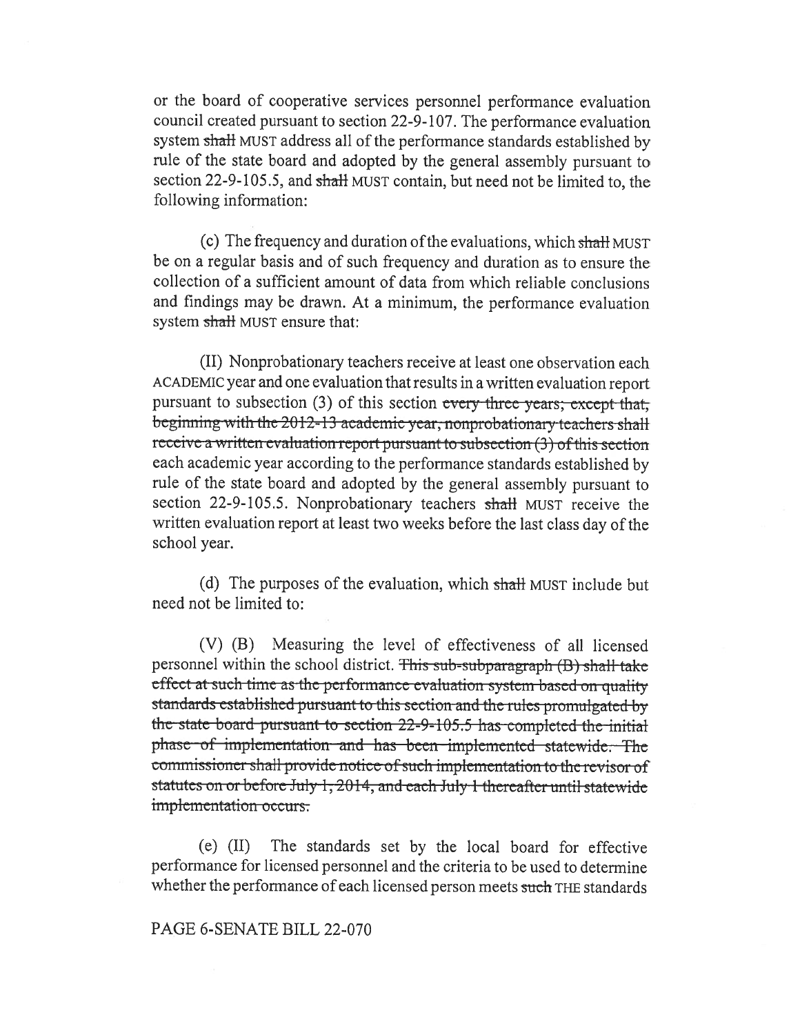or the board of cooperative services personnel performance evaluation council created pursuant to section 22-9-107. The performance evaluation system ~~shall~~ MUST address all of the performance standards established by rule of the state board and adopted by the general assembly pursuant to section 22-9-105.5, and ~~shall~~ MUST contain, but need not be limited to, the following information:

(c) The frequency and duration of the evaluations, which ~~shall~~ MUST be on a regular basis and of such frequency and duration as to ensure the collection of a sufficient amount of data from which reliable conclusions and findings may be drawn. At a minimum, the performance evaluation system ~~shall~~ MUST ensure that:

(II) Nonprobationary teachers receive at least one observation each ACADEMIC year and one evaluation that results in a written evaluation report pursuant to subsection (3) of this section ~~every three years; except that, beginning with the 2012-13 academic year, nonprobationary teachers shall receive a written evaluation report pursuant to subsection (3) of this section~~ each academic year according to the performance standards established by rule of the state board and adopted by the general assembly pursuant to section 22-9-105.5. Nonprobationary teachers ~~shall~~ MUST receive the written evaluation report at least two weeks before the last class day of the school year.

(d) The purposes of the evaluation, which ~~shall~~ MUST include but need not be limited to:

(V) (B) Measuring the level of effectiveness of all licensed personnel within the school district. ~~This sub-subparagraph (B) shall take effect at such time as the performance evaluation system based on quality standards established pursuant to this section and the rules promulgated by the state board pursuant to section 22-9-105.5 has completed the initial phase of implementation and has been implemented statewide. The commissioner shall provide notice of such implementation to the revisor of statutes on or before July 1, 2014, and each July 1 thereafter until statewide implementation occurs.~~

(e) (II) The standards set by the local board for effective performance for licensed personnel and the criteria to be used to determine whether the performance of each licensed person meets ~~such~~ THE standards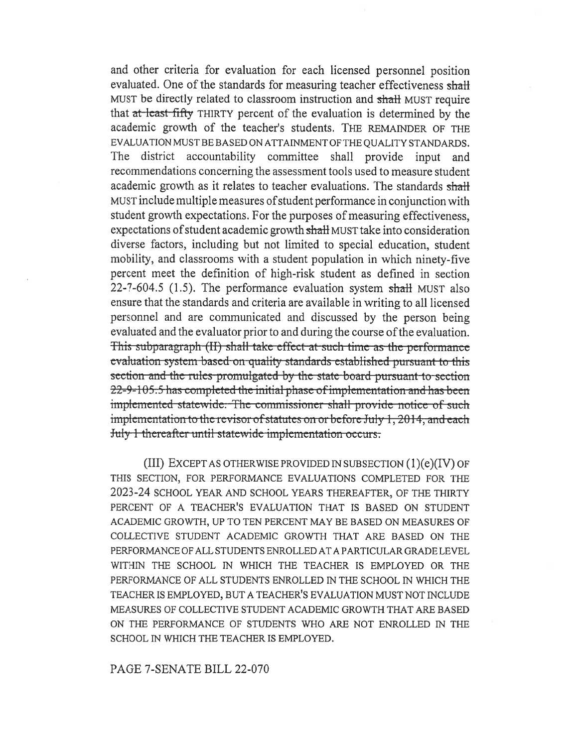and other criteria for evaluation for each licensed personnel position evaluated. One of the standards for measuring teacher effectiveness ~~shall~~ MUST be directly related to classroom instruction and ~~shall~~ MUST require that ~~at least fifty~~ THIRTY percent of the evaluation is determined by the academic growth of the teacher's students. THE REMAINDER OF THE EVALUATION MUST BE BASED ON ATTAINMENT OF THE QUALITY STANDARDS. The district accountability committee shall provide input and recommendations concerning the assessment tools used to measure student academic growth as it relates to teacher evaluations. The standards ~~shall~~ MUST include multiple measures of student performance in conjunction with student growth expectations. For the purposes of measuring effectiveness, expectations of student academic growth ~~shall~~ MUST take into consideration diverse factors, including but not limited to special education, student mobility, and classrooms with a student population in which ninety-five percent meet the definition of high-risk student as defined in section 22-7-604.5 (1.5). The performance evaluation system ~~shall~~ MUST also ensure that the standards and criteria are available in writing to all licensed personnel and are communicated and discussed by the person being evaluated and the evaluator prior to and during the course of the evaluation. ~~This subparagraph (II) shall take effect at such time as the performance evaluation system based on quality standards established pursuant to this section and the rules promulgated by the state board pursuant to section 22-9-105.5 has completed the initial phase of implementation and has been implemented statewide. The commissioner shall provide notice of such implementation to the revisor of statutes on or before July 1, 2014, and each July 1 thereafter until statewide implementation occurs.~~

(III) EXCEPT AS OTHERWISE PROVIDED IN SUBSECTION (1)(e)(IV) OF THIS SECTION, FOR PERFORMANCE EVALUATIONS COMPLETED FOR THE 2023-24 SCHOOL YEAR AND SCHOOL YEARS THEREAFTER, OF THE THIRTY PERCENT OF A TEACHER'S EVALUATION THAT IS BASED ON STUDENT ACADEMIC GROWTH, UP TO TEN PERCENT MAY BE BASED ON MEASURES OF COLLECTIVE STUDENT ACADEMIC GROWTH THAT ARE BASED ON THE PERFORMANCE OF ALL STUDENTS ENROLLED AT A PARTICULAR GRADE LEVEL WITHIN THE SCHOOL IN WHICH THE TEACHER IS EMPLOYED OR THE PERFORMANCE OF ALL STUDENTS ENROLLED IN THE SCHOOL IN WHICH THE TEACHER IS EMPLOYED, BUT A TEACHER'S EVALUATION MUST NOT INCLUDE MEASURES OF COLLECTIVE STUDENT ACADEMIC GROWTH THAT ARE BASED ON THE PERFORMANCE OF STUDENTS WHO ARE NOT ENROLLED IN THE SCHOOL IN WHICH THE TEACHER IS EMPLOYED.

PAGE 7-SENATE BILL 22-070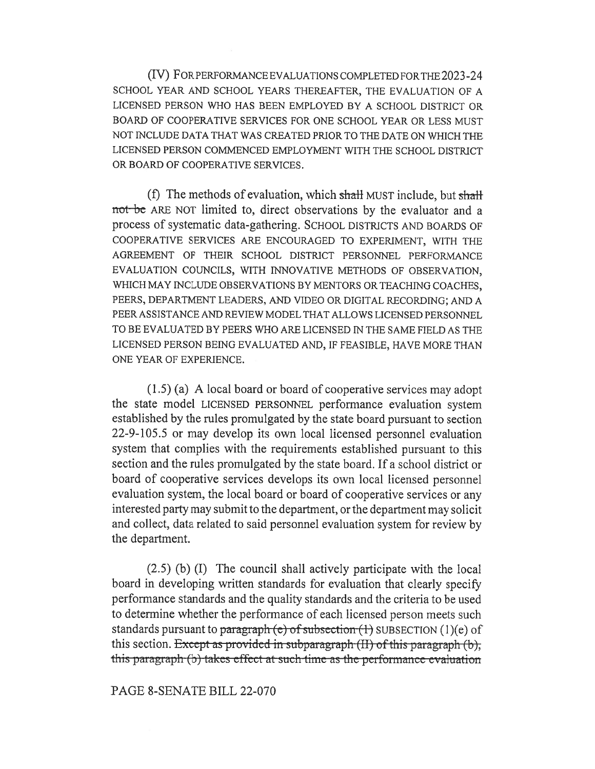(IV) FOR PERFORMANCE EVALUATIONS COMPLETED FOR THE 2023-24 SCHOOL YEAR AND SCHOOL YEARS THEREAFTER, THE EVALUATION OF A LICENSED PERSON WHO HAS BEEN EMPLOYED BY A SCHOOL DISTRICT OR BOARD OF COOPERATIVE SERVICES FOR ONE SCHOOL YEAR OR LESS MUST NOT INCLUDE DATA THAT WAS CREATED PRIOR TO THE DATE ON WHICH THE LICENSED PERSON COMMENCED EMPLOYMENT WITH THE SCHOOL DISTRICT OR BOARD OF COOPERATIVE SERVICES.

(f) The methods of evaluation, which ~~shall~~ MUST include, but ~~shall not be~~ ARE NOT limited to, direct observations by the evaluator and a process of systematic data-gathering. SCHOOL DISTRICTS AND BOARDS OF COOPERATIVE SERVICES ARE ENCOURAGED TO EXPERIMENT, WITH THE AGREEMENT OF THEIR SCHOOL DISTRICT PERSONNEL PERFORMANCE EVALUATION COUNCILS, WITH INNOVATIVE METHODS OF OBSERVATION, WHICH MAY INCLUDE OBSERVATIONS BY MENTORS OR TEACHING COACHES, PEERS, DEPARTMENT LEADERS, AND VIDEO OR DIGITAL RECORDING; AND A PEER ASSISTANCE AND REVIEW MODEL THAT ALLOWS LICENSED PERSONNEL TO BE EVALUATED BY PEERS WHO ARE LICENSED IN THE SAME FIELD AS THE LICENSED PERSON BEING EVALUATED AND, IF FEASIBLE, HAVE MORE THAN ONE YEAR OF EXPERIENCE.

(1.5) (a) A local board or board of cooperative services may adopt the state model LICENSED PERSONNEL performance evaluation system established by the rules promulgated by the state board pursuant to section 22-9-105.5 or may develop its own local licensed personnel evaluation system that complies with the requirements established pursuant to this section and the rules promulgated by the state board. If a school district or board of cooperative services develops its own local licensed personnel evaluation system, the local board or board of cooperative services or any interested party may submit to the department, or the department may solicit and collect, data related to said personnel evaluation system for review by the department.

(2.5) (b) (I) The council shall actively participate with the local board in developing written standards for evaluation that clearly specify performance standards and the quality standards and the criteria to be used to determine whether the performance of each licensed person meets such standards pursuant to ~~paragraph (e) of subsection (1)~~ SUBSECTION (1)(e) of this section. ~~Except as provided in subparagraph (II) of this paragraph (b), this paragraph (b) takes effect at such time as the performance evaluation~~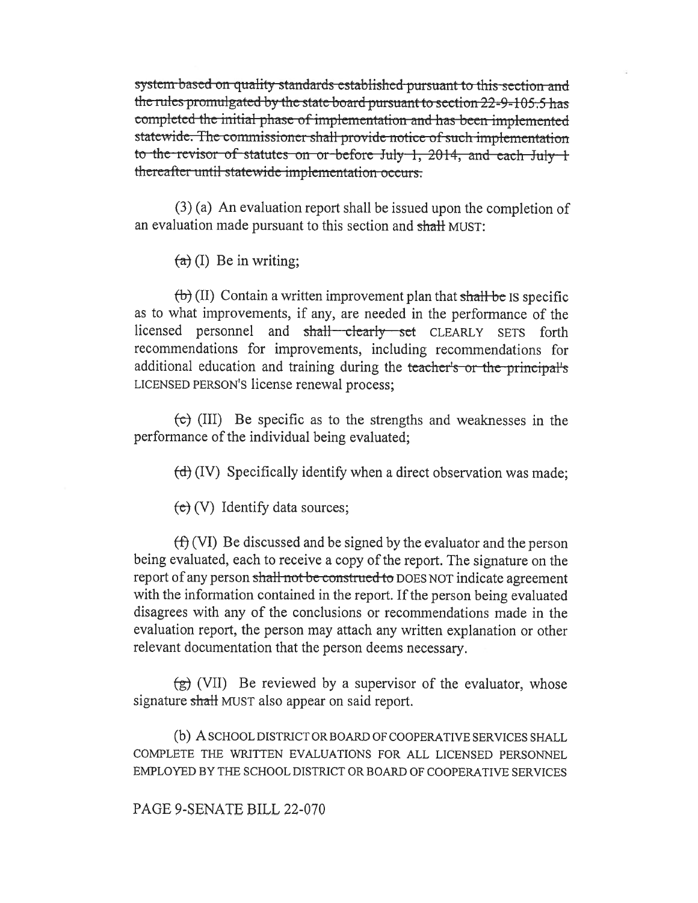~~system based on quality standards established pursuant to this section and the rules promulgated by the state board pursuant to section 22-9-105.5 has completed the initial phase of implementation and has been implemented statewide. The commissioner shall provide notice of such implementation to the revisor of statutes on or before July 1, 2014, and each July 1 thereafter until statewide implementation occurs.~~

(3) (a) An evaluation report shall be issued upon the completion of an evaluation made pursuant to this section and ~~shall~~ MUST:

~~(a)~~ (I) Be in writing;

~~(b)~~ (II) Contain a written improvement plan that ~~shall be~~ IS specific as to what improvements, if any, are needed in the performance of the licensed personnel and ~~shall clearly set~~ CLEARLY SETS forth recommendations for improvements, including recommendations for additional education and training during the ~~teacher's or the principal's~~ LICENSED PERSON'S license renewal process;

~~(c)~~ (III) Be specific as to the strengths and weaknesses in the performance of the individual being evaluated;

~~(d)~~ (IV) Specifically identify when a direct observation was made;

~~(e)~~ (V) Identify data sources;

~~(f)~~ (VI) Be discussed and be signed by the evaluator and the person being evaluated, each to receive a copy of the report. The signature on the report of any person ~~shall not be construed to~~ DOES NOT indicate agreement with the information contained in the report. If the person being evaluated disagrees with any of the conclusions or recommendations made in the evaluation report, the person may attach any written explanation or other relevant documentation that the person deems necessary.

~~(g)~~ (VII) Be reviewed by a supervisor of the evaluator, whose signature ~~shall~~ MUST also appear on said report.

(b) A SCHOOL DISTRICT OR BOARD OF COOPERATIVE SERVICES SHALL COMPLETE THE WRITTEN EVALUATIONS FOR ALL LICENSED PERSONNEL EMPLOYED BY THE SCHOOL DISTRICT OR BOARD OF COOPERATIVE SERVICES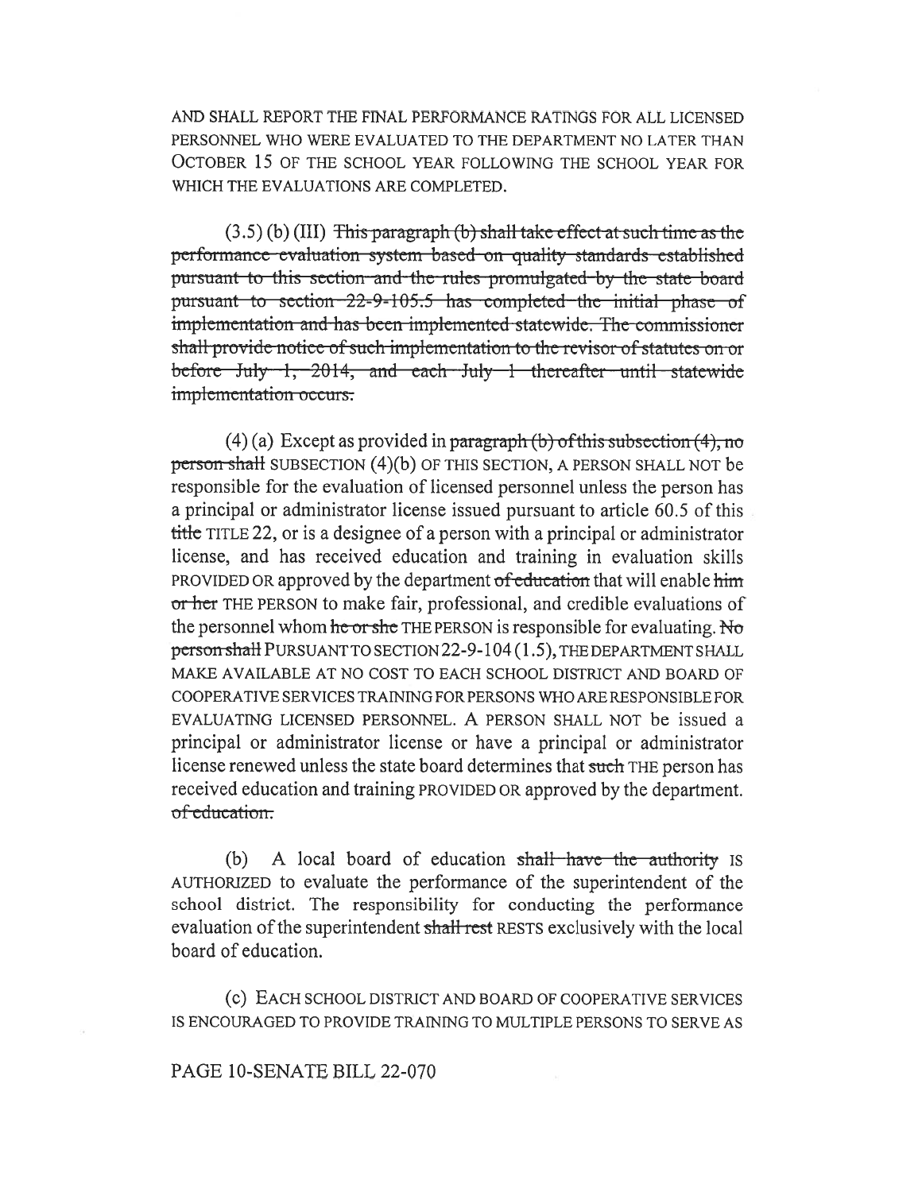AND SHALL REPORT THE FINAL PERFORMANCE RATINGS FOR ALL LICENSED PERSONNEL WHO WERE EVALUATED TO THE DEPARTMENT NO LATER THAN OCTOBER 15 OF THE SCHOOL YEAR FOLLOWING THE SCHOOL YEAR FOR WHICH THE EVALUATIONS ARE COMPLETED.

(3.5) (b) (III) ~~This paragraph (b) shall take effect at such time as the performance evaluation system based on quality standards established pursuant to this section and the rules promulgated by the state board pursuant to section 22-9-105.5 has completed the initial phase of implementation and has been implemented statewide. The commissioner shall provide notice of such implementation to the revisor of statutes on or before July 1, 2014, and each July 1 thereafter until statewide implementation occurs.~~

(4) (a) Except as provided in ~~paragraph (b) of this subsection (4), no person shall~~ SUBSECTION (4)(b) OF THIS SECTION, A PERSON SHALL NOT be responsible for the evaluation of licensed personnel unless the person has a principal or administrator license issued pursuant to article 60.5 of this ~~title~~ TITLE 22, or is a designee of a person with a principal or administrator license, and has received education and training in evaluation skills PROVIDED OR approved by the department ~~of education~~ that will enable ~~him or her~~ THE PERSON to make fair, professional, and credible evaluations of the personnel whom ~~he or she~~ THE PERSON is responsible for evaluating. ~~No person shall~~ PURSUANT TO SECTION 22-9-104 (1.5), THE DEPARTMENT SHALL MAKE AVAILABLE AT NO COST TO EACH SCHOOL DISTRICT AND BOARD OF COOPERATIVE SERVICES TRAINING FOR PERSONS WHO ARE RESPONSIBLE FOR EVALUATING LICENSED PERSONNEL. A PERSON SHALL NOT be issued a principal or administrator license or have a principal or administrator license renewed unless the state board determines that ~~such~~ THE person has received education and training PROVIDED OR approved by the department. ~~of education.~~

(b) A local board of education ~~shall have the authority~~ IS AUTHORIZED to evaluate the performance of the superintendent of the school district. The responsibility for conducting the performance evaluation of the superintendent ~~shall rest~~ RESTS exclusively with the local board of education.

(c) EACH SCHOOL DISTRICT AND BOARD OF COOPERATIVE SERVICES IS ENCOURAGED TO PROVIDE TRAINING TO MULTIPLE PERSONS TO SERVE AS

PAGE 10-SENATE BILL 22-070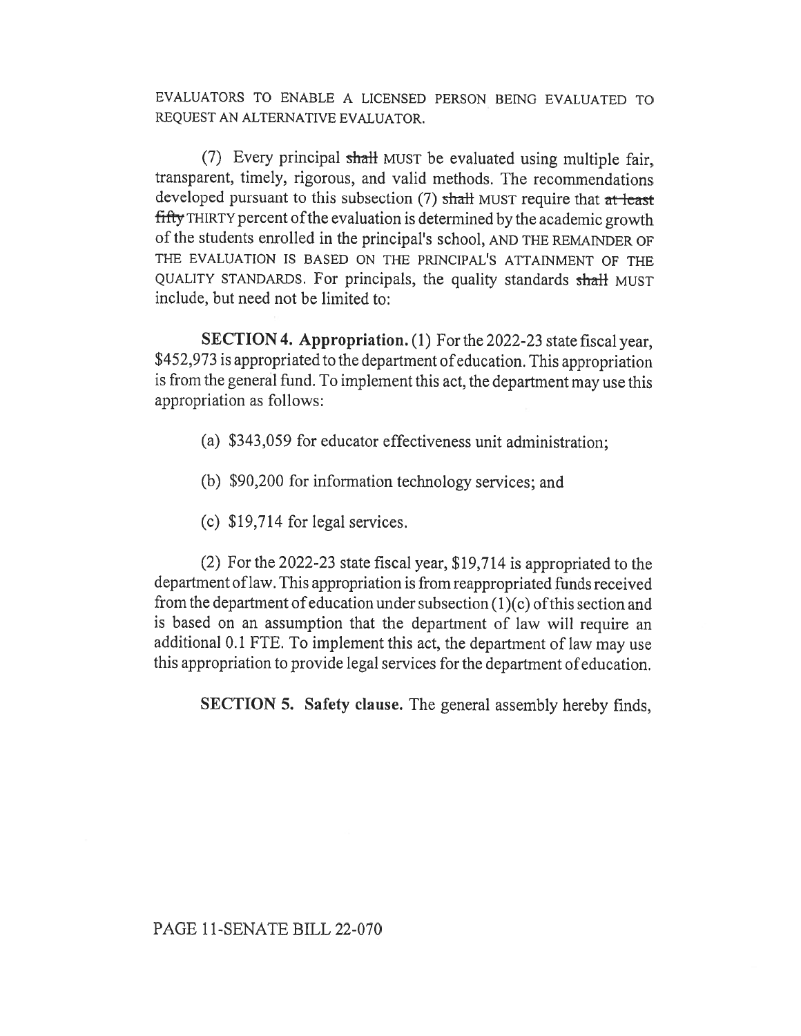EVALUATORS TO ENABLE A LICENSED PERSON BEING EVALUATED TO REQUEST AN ALTERNATIVE EVALUATOR.

(7) Every principal ~~shall~~ MUST be evaluated using multiple fair, transparent, timely, rigorous, and valid methods. The recommendations developed pursuant to this subsection (7) ~~shall~~ MUST require that ~~at least fifty~~ THIRTY percent of the evaluation is determined by the academic growth of the students enrolled in the principal's school, AND THE REMAINDER OF THE EVALUATION IS BASED ON THE PRINCIPAL'S ATTAINMENT OF THE QUALITY STANDARDS. For principals, the quality standards ~~shall~~ MUST include, but need not be limited to:

**SECTION 4. Appropriation.** (1) For the 2022-23 state fiscal year, $452,973 is appropriated to the department of education. This appropriation is from the general fund. To implement this act, the department may use this appropriation as follows:

(a) $343,059 for educator effectiveness unit administration;

(b) $90,200 for information technology services; and

(c) $19,714 for legal services.

(2) For the 2022-23 state fiscal year, $19,714 is appropriated to the department of law. This appropriation is from reappropriated funds received from the department of education under subsection (1)(c) of this section and is based on an assumption that the department of law will require an additional 0.1 FTE. To implement this act, the department of law may use this appropriation to provide legal services for the department of education.

**SECTION 5. Safety clause.** The general assembly hereby finds,

PAGE 11-SENATE BILL 22-070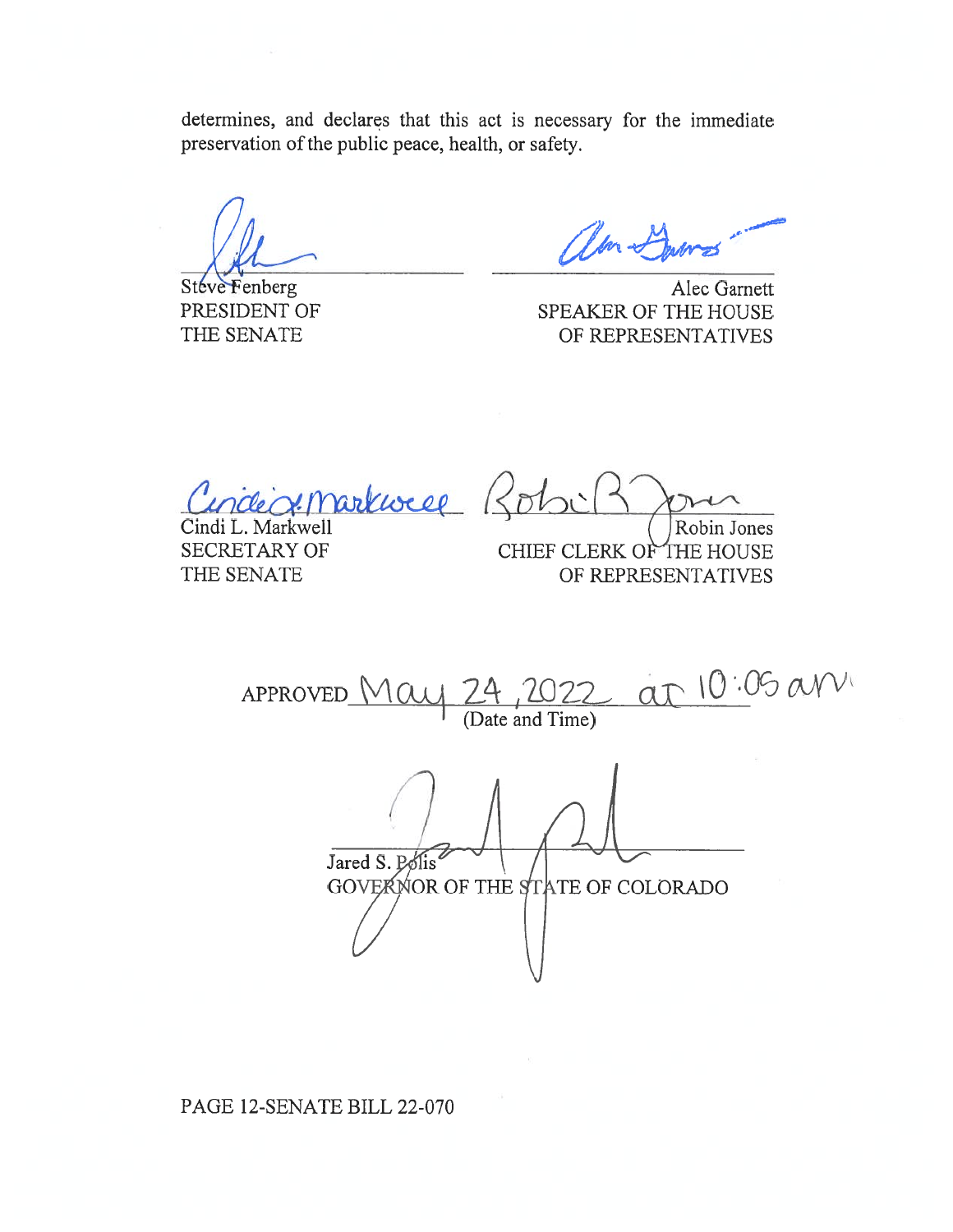determines, and declares that this act is necessary for the immediate preservation of the public peace, health, or safety.

Steve Fenberg
PRESIDENT OF
THE SENATE

Alec Garnett
SPEAKER OF THE HOUSE
OF REPRESENTATIVES

Cindi L. Markwell
SECRETARY OF
THE SENATE

Robin Jones
CHIEF CLERK OF THE HOUSE
OF REPRESENTATIVES

APPROVED May 24, 2022 at 10:05 am
(Date and Time)

Jared S. Polis
GOVERNOR OF THE STATE OF COLORADO

PAGE 12-SENATE BILL 22-070